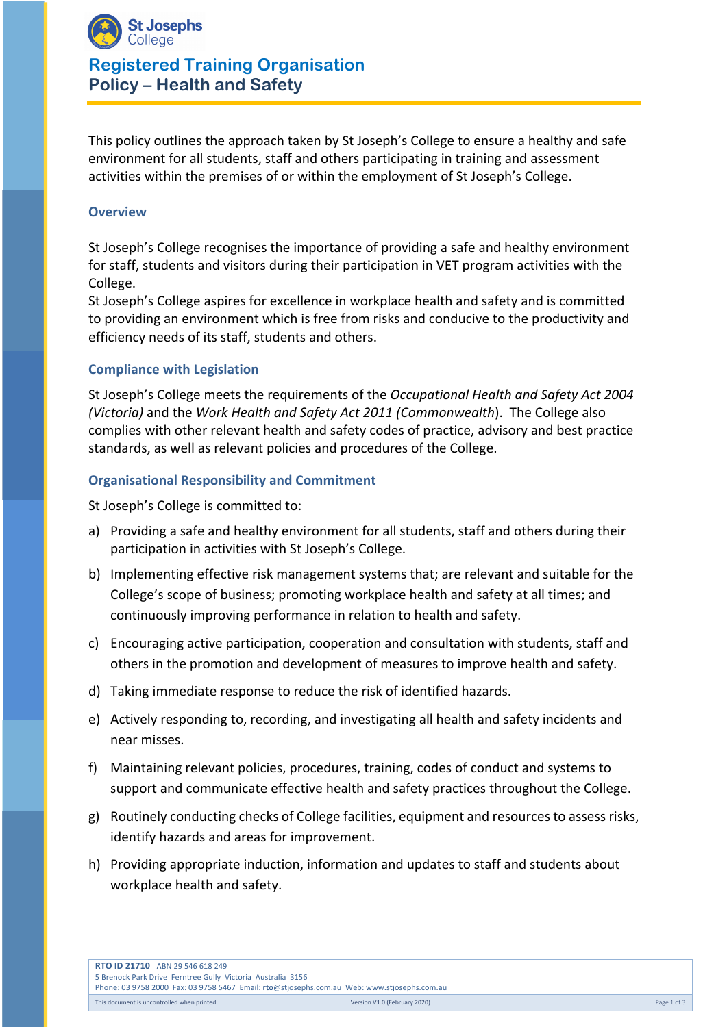St Josephs College

# Registered Training Organisation
# Policy – Health and Safety

This policy outlines the approach taken by St Joseph's College to ensure a healthy and safe environment for all students, staff and others participating in training and assessment activities within the premises of or within the employment of St Joseph's College.

## Overview

St Joseph's College recognises the importance of providing a safe and healthy environment for staff, students and visitors during their participation in VET program activities with the College.

St Joseph's College aspires for excellence in workplace health and safety and is committed to providing an environment which is free from risks and conducive to the productivity and efficiency needs of its staff, students and others.

## Compliance with Legislation

St Joseph's College meets the requirements of the *Occupational Health and Safety Act 2004 (Victoria)* and the *Work Health and Safety Act 2011 (Commonwealth*). The College also complies with other relevant health and safety codes of practice, advisory and best practice standards, as well as relevant policies and procedures of the College.

## Organisational Responsibility and Commitment

St Joseph's College is committed to:

a) Providing a safe and healthy environment for all students, staff and others during their participation in activities with St Joseph's College.

b) Implementing effective risk management systems that; are relevant and suitable for the College's scope of business; promoting workplace health and safety at all times; and continuously improving performance in relation to health and safety.

c) Encouraging active participation, cooperation and consultation with students, staff and others in the promotion and development of measures to improve health and safety.

d) Taking immediate response to reduce the risk of identified hazards.

e) Actively responding to, recording, and investigating all health and safety incidents and near misses.

f) Maintaining relevant policies, procedures, training, codes of conduct and systems to support and communicate effective health and safety practices throughout the College.

g) Routinely conducting checks of College facilities, equipment and resources to assess risks, identify hazards and areas for improvement.

h) Providing appropriate induction, information and updates to staff and students about workplace health and safety.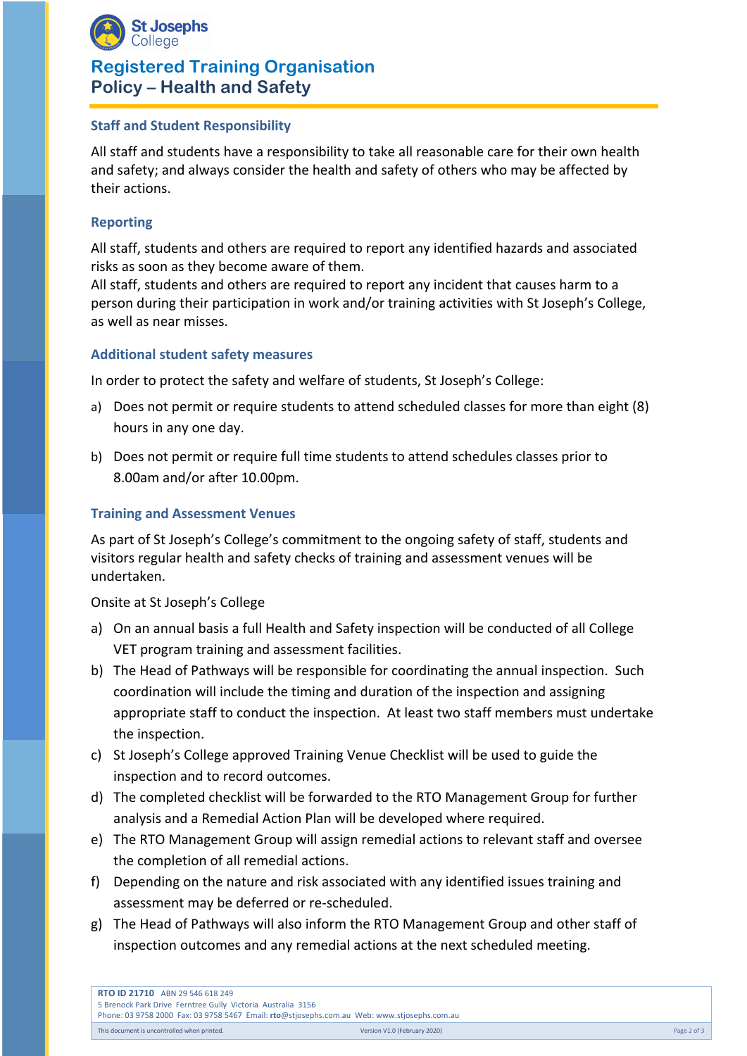## Staff and Student Responsibility

All staff and students have a responsibility to take all reasonable care for their own health and safety; and always consider the health and safety of others who may be affected by their actions.

## Reporting

All staff, students and others are required to report any identified hazards and associated risks as soon as they become aware of them.
All staff, students and others are required to report any incident that causes harm to a person during their participation in work and/or training activities with St Joseph's College, as well as near misses.

## Additional student safety measures

In order to protect the safety and welfare of students, St Joseph's College:

a) Does not permit or require students to attend scheduled classes for more than eight (8) hours in any one day.

b) Does not permit or require full time students to attend schedules classes prior to 8.00am and/or after 10.00pm.

## Training and Assessment Venues

As part of St Joseph's College's commitment to the ongoing safety of staff, students and visitors regular health and safety checks of training and assessment venues will be undertaken.

Onsite at St Joseph's College

a) On an annual basis a full Health and Safety inspection will be conducted of all College VET program training and assessment facilities.
b) The Head of Pathways will be responsible for coordinating the annual inspection. Such coordination will include the timing and duration of the inspection and assigning appropriate staff to conduct the inspection. At least two staff members must undertake the inspection.
c) St Joseph's College approved Training Venue Checklist will be used to guide the inspection and to record outcomes.
d) The completed checklist will be forwarded to the RTO Management Group for further analysis and a Remedial Action Plan will be developed where required.
e) The RTO Management Group will assign remedial actions to relevant staff and oversee the completion of all remedial actions.
f) Depending on the nature and risk associated with any identified issues training and assessment may be deferred or re-scheduled.
g) The Head of Pathways will also inform the RTO Management Group and other staff of inspection outcomes and any remedial actions at the next scheduled meeting.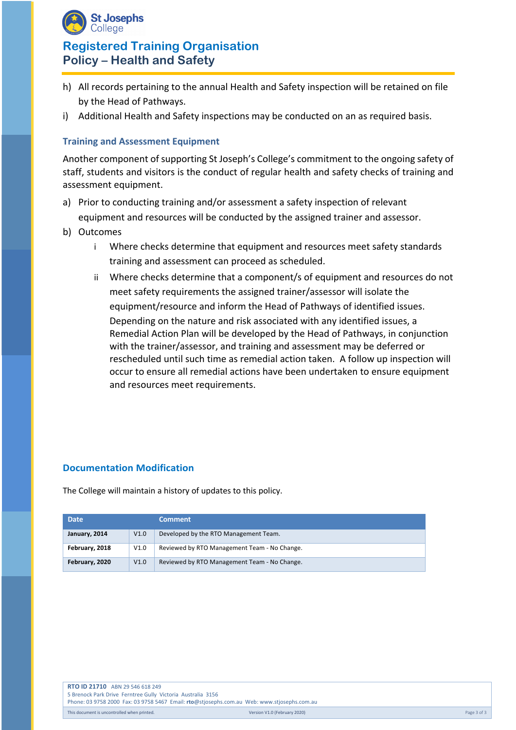h) All records pertaining to the annual Health and Safety inspection will be retained on file by the Head of Pathways.
i) Additional Health and Safety inspections may be conducted on an as required basis.

### Training and Assessment Equipment

Another component of supporting St Joseph's College's commitment to the ongoing safety of staff, students and visitors is the conduct of regular health and safety checks of training and assessment equipment.

a) Prior to conducting training and/or assessment a safety inspection of relevant equipment and resources will be conducted by the assigned trainer and assessor.
b) Outcomes
   - i Where checks determine that equipment and resources meet safety standards training and assessment can proceed as scheduled.
   - ii Where checks determine that a component/s of equipment and resources do not meet safety requirements the assigned trainer/assessor will isolate the equipment/resource and inform the Head of Pathways of identified issues. Depending on the nature and risk associated with any identified issues, a Remedial Action Plan will be developed by the Head of Pathways, in conjunction with the trainer/assessor, and training and assessment may be deferred or rescheduled until such time as remedial action taken. A follow up inspection will occur to ensure all remedial actions have been undertaken to ensure equipment and resources meet requirements.

## Documentation Modification

The College will maintain a history of updates to this policy.

| Date | | Comment |
|---|---|---|
| **January, 2014** | V1.0 | Developed by the RTO Management Team. |
| **February, 2018** | V1.0 | Reviewed by RTO Management Team - No Change. |
| **February, 2020** | V1.0 | Reviewed by RTO Management Team - No Change. |